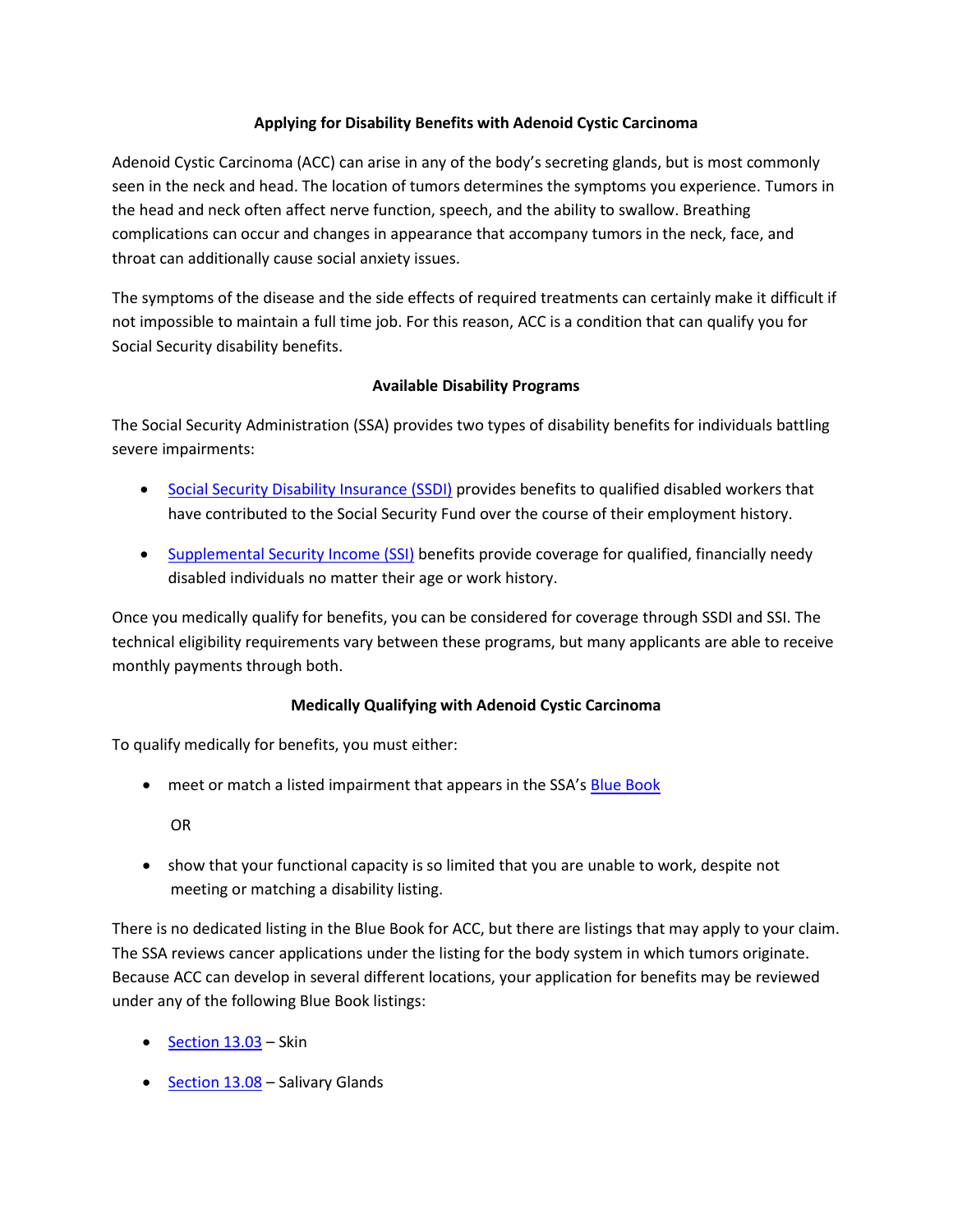# Applying for Disability Benefits with Adenoid Cystic Carcinoma

Adenoid Cystic Carcinoma (ACC) can arise in any of the body's secreting glands, but is most commonly seen in the neck and head. The location of tumors determines the symptoms you experience. Tumors in the head and neck often affect nerve function, speech, and the ability to swallow. Breathing complications can occur and changes in appearance that accompany tumors in the neck, face, and throat can additionally cause social anxiety issues.

The symptoms of the disease and the side effects of required treatments can certainly make it difficult if not impossible to maintain a full time job. For this reason, ACC is a condition that can qualify you for Social Security disability benefits.

## Available Disability Programs

The Social Security Administration (SSA) provides two types of disability benefits for individuals battling severe impairments:

- Social Security Disability Insurance (SSDI) provides benefits to qualified disabled workers that have contributed to the Social Security Fund over the course of their employment history.
- Supplemental Security Income (SSI) benefits provide coverage for qualified, financially needy disabled individuals no matter their age or work history.

Once you medically qualify for benefits, you can be considered for coverage through SSDI and SSI. The technical eligibility requirements vary between these programs, but many applicants are able to receive monthly payments through both.

## Medically Qualifying with Adenoid Cystic Carcinoma

To qualify medically for benefits, you must either:

- meet or match a listed impairment that appears in the SSA's Blue Book

  OR

- show that your functional capacity is so limited that you are unable to work, despite not meeting or matching a disability listing.

There is no dedicated listing in the Blue Book for ACC, but there are listings that may apply to your claim. The SSA reviews cancer applications under the listing for the body system in which tumors originate. Because ACC can develop in several different locations, your application for benefits may be reviewed under any of the following Blue Book listings:

- Section 13.03 – Skin
- Section 13.08 – Salivary Glands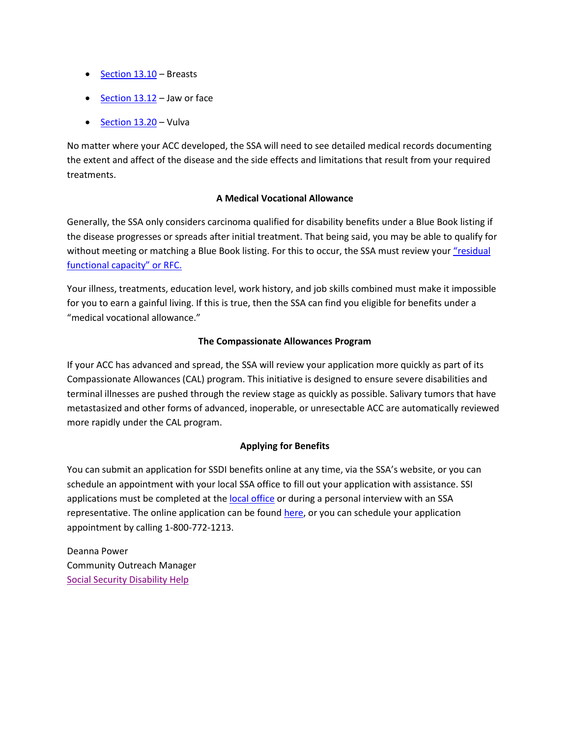- Section 13.10 – Breasts
- Section 13.12 – Jaw or face
- Section 13.20 – Vulva

No matter where your ACC developed, the SSA will need to see detailed medical records documenting the extent and affect of the disease and the side effects and limitations that result from your required treatments.

**A Medical Vocational Allowance**

Generally, the SSA only considers carcinoma qualified for disability benefits under a Blue Book listing if the disease progresses or spreads after initial treatment. That being said, you may be able to qualify for without meeting or matching a Blue Book listing. For this to occur, the SSA must review your "residual functional capacity" or RFC.

Your illness, treatments, education level, work history, and job skills combined must make it impossible for you to earn a gainful living. If this is true, then the SSA can find you eligible for benefits under a "medical vocational allowance."

**The Compassionate Allowances Program**

If your ACC has advanced and spread, the SSA will review your application more quickly as part of its Compassionate Allowances (CAL) program. This initiative is designed to ensure severe disabilities and terminal illnesses are pushed through the review stage as quickly as possible. Salivary tumors that have metastasized and other forms of advanced, inoperable, or unresectable ACC are automatically reviewed more rapidly under the CAL program.

**Applying for Benefits**

You can submit an application for SSDI benefits online at any time, via the SSA's website, or you can schedule an appointment with your local SSA office to fill out your application with assistance. SSI applications must be completed at the local office or during a personal interview with an SSA representative. The online application can be found here, or you can schedule your application appointment by calling 1-800-772-1213.

Deanna Power
Community Outreach Manager
Social Security Disability Help